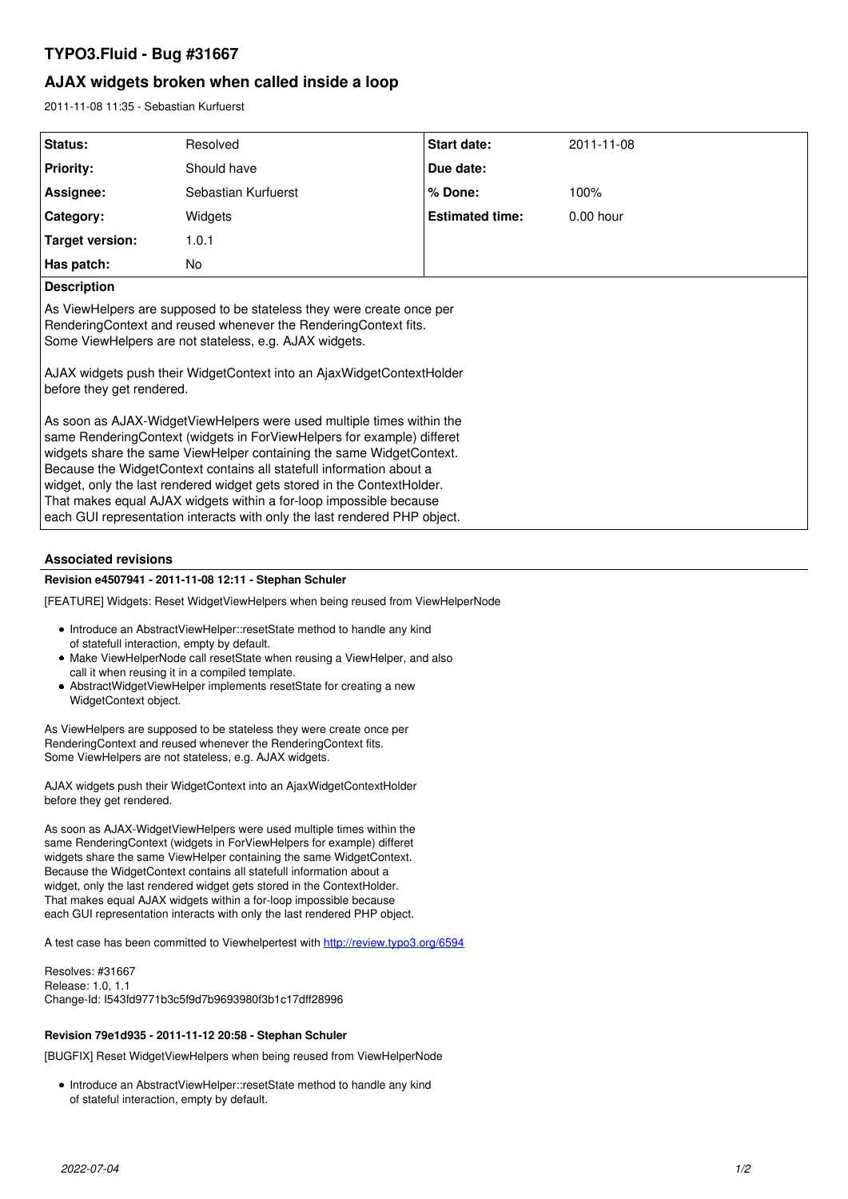# TYPO3.Fluid - Bug #31667

## AJAX widgets broken when called inside a loop

2011-11-08 11:35 - Sebastian Kurfuerst

| | | | |
|---|---|---|---|
| **Status:** | Resolved | **Start date:** | 2011-11-08 |
| **Priority:** | Should have | **Due date:** | |
| **Assignee:** | Sebastian Kurfuerst | **% Done:** | 100% |
| **Category:** | Widgets | **Estimated time:** | 0.00 hour |
| **Target version:** | 1.0.1 | | |
| **Has patch:** | No | | |

**Description**

As ViewHelpers are supposed to be stateless they were create once per RenderingContext and reused whenever the RenderingContext fits. Some ViewHelpers are not stateless, e.g. AJAX widgets.

AJAX widgets push their WidgetContext into an AjaxWidgetContextHolder before they get rendered.

As soon as AJAX-WidgetViewHelpers were used multiple times within the same RenderingContext (widgets in ForViewHelpers for example) differet widgets share the same ViewHelper containing the same WidgetContext. Because the WidgetContext contains all statefull information about a widget, only the last rendered widget gets stored in the ContextHolder. That makes equal AJAX widgets within a for-loop impossible because each GUI representation interacts with only the last rendered PHP object.

### Associated revisions

**Revision e4507941 - 2011-11-08 12:11 - Stephan Schuler**

[FEATURE] Widgets: Reset WidgetViewHelpers when being reused from ViewHelperNode

- Introduce an AbstractViewHelper::resetState method to handle any kind of statefull interaction, empty by default.
- Make ViewHelperNode call resetState when reusing a ViewHelper, and also call it when reusing it in a compiled template.
- AbstractWidgetViewHelper implements resetState for creating a new WidgetContext object.

As ViewHelpers are supposed to be stateless they were create once per RenderingContext and reused whenever the RenderingContext fits. Some ViewHelpers are not stateless, e.g. AJAX widgets.

AJAX widgets push their WidgetContext into an AjaxWidgetContextHolder before they get rendered.

As soon as AJAX-WidgetViewHelpers were used multiple times within the same RenderingContext (widgets in ForViewHelpers for example) differet widgets share the same ViewHelper containing the same WidgetContext. Because the WidgetContext contains all statefull information about a widget, only the last rendered widget gets stored in the ContextHolder. That makes equal AJAX widgets within a for-loop impossible because each GUI representation interacts with only the last rendered PHP object.

A test case has been committed to Viewhelpertest with http://review.typo3.org/6594

Resolves: #31667
Release: 1.0, 1.1
Change-Id: I543fd9771b3c5f9d7b9693980f3b1c17dff28996

**Revision 79e1d935 - 2011-11-12 20:58 - Stephan Schuler**

[BUGFIX] Reset WidgetViewHelpers when being reused from ViewHelperNode

- Introduce an AbstractViewHelper::resetState method to handle any kind of stateful interaction, empty by default.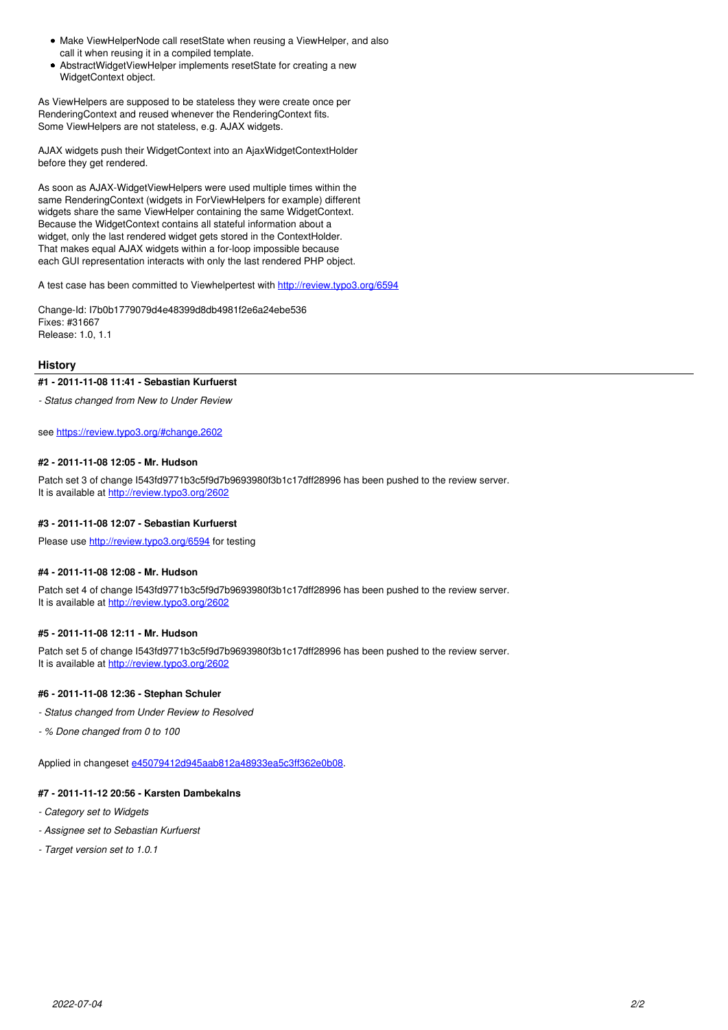- Make ViewHelperNode call resetState when reusing a ViewHelper, and also call it when reusing it in a compiled template.
- AbstractWidgetViewHelper implements resetState for creating a new WidgetContext object.

As ViewHelpers are supposed to be stateless they were create once per RenderingContext and reused whenever the RenderingContext fits. Some ViewHelpers are not stateless, e.g. AJAX widgets.

AJAX widgets push their WidgetContext into an AjaxWidgetContextHolder before they get rendered.

As soon as AJAX-WidgetViewHelpers were used multiple times within the same RenderingContext (widgets in ForViewHelpers for example) different widgets share the same ViewHelper containing the same WidgetContext. Because the WidgetContext contains all stateful information about a widget, only the last rendered widget gets stored in the ContextHolder. That makes equal AJAX widgets within a for-loop impossible because each GUI representation interacts with only the last rendered PHP object.

A test case has been committed to Viewhelpertest with http://review.typo3.org/6594

Change-Id: I7b0b1779079d4e48399d8db4981f2e6a24ebe536
Fixes: #31667
Release: 1.0, 1.1

## History

#### #1 - 2011-11-08 11:41 - Sebastian Kurfuerst

*- Status changed from New to Under Review*

see https://review.typo3.org/#change,2602

#### #2 - 2011-11-08 12:05 - Mr. Hudson

Patch set 3 of change I543fd9771b3c5f9d7b9693980f3b1c17dff28996 has been pushed to the review server.
It is available at http://review.typo3.org/2602

#### #3 - 2011-11-08 12:07 - Sebastian Kurfuerst

Please use http://review.typo3.org/6594 for testing

#### #4 - 2011-11-08 12:08 - Mr. Hudson

Patch set 4 of change I543fd9771b3c5f9d7b9693980f3b1c17dff28996 has been pushed to the review server.
It is available at http://review.typo3.org/2602

#### #5 - 2011-11-08 12:11 - Mr. Hudson

Patch set 5 of change I543fd9771b3c5f9d7b9693980f3b1c17dff28996 has been pushed to the review server.
It is available at http://review.typo3.org/2602

#### #6 - 2011-11-08 12:36 - Stephan Schuler

*- Status changed from Under Review to Resolved*

*- % Done changed from 0 to 100*

Applied in changeset e45079412d945aab812a48933ea5c3ff362e0b08.

#### #7 - 2011-11-12 20:56 - Karsten Dambekalns

*- Category set to Widgets*

*- Assignee set to Sebastian Kurfuerst*

*- Target version set to 1.0.1*